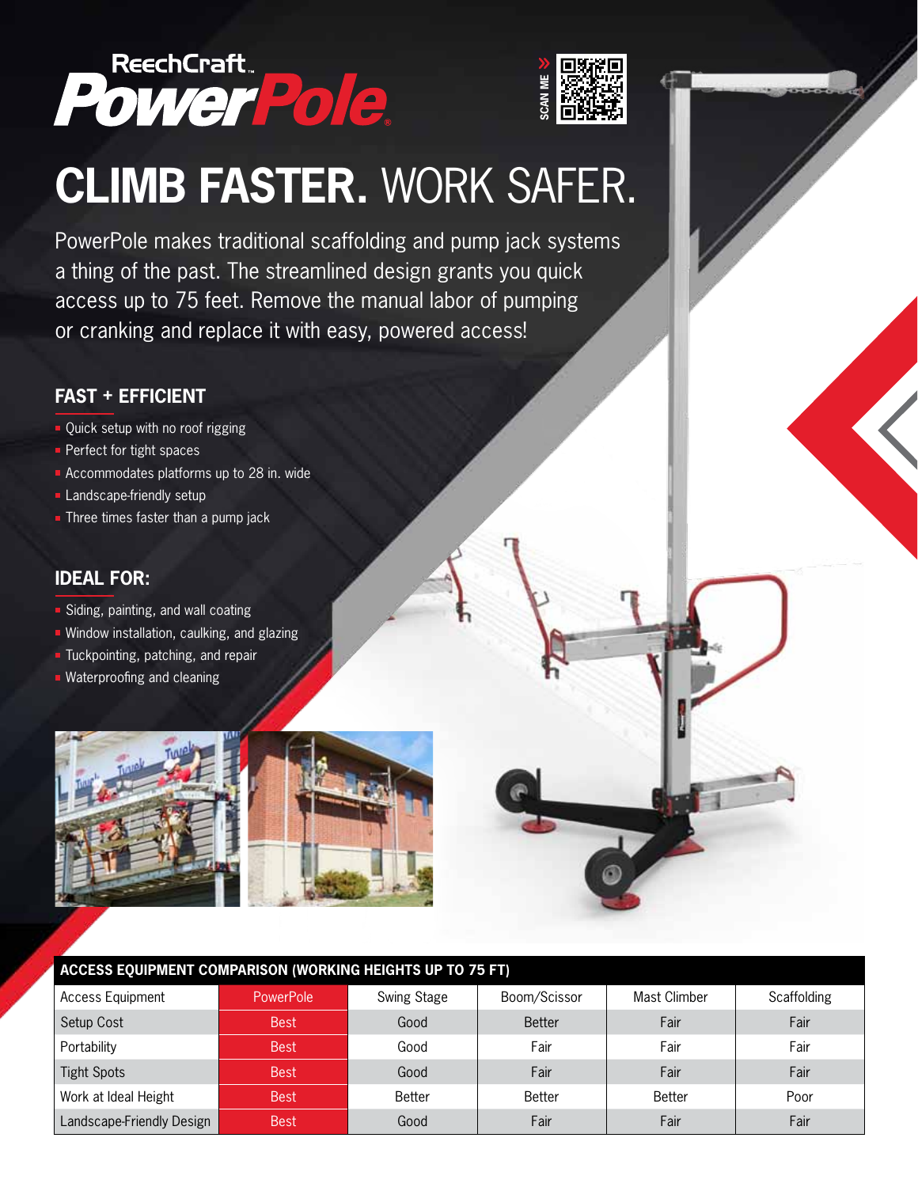ReechCraft

# PowerPole

SCAN ME

# CLIMB FASTER. WORK SAFER.

PowerPole makes traditional scaffolding and pump jack systems a thing of the past. The streamlined design grants you quick access up to 75 feet. Remove the manual labor of pumping or cranking and replace it with easy, powered access!

## FAST + EFFICIENT

- Quick setup with no roof rigging
- Perfect for tight spaces
- Accommodates platforms up to 28 in. wide
- Landscape-friendly setup
- Three times faster than a pump jack

## IDEAL FOR:

- Siding, painting, and wall coating
- Window installation, caulking, and glazing
- Tuckpointing, patching, and repair
- Waterproofing and cleaning

**ACCESS EQUIPMENT COMPARISON (WORKING HEIGHTS UP TO 75 FT)**

| Access Equipment | PowerPole | Swing Stage | Boom/Scissor | Mast Climber | Scaffolding |
|---|---|---|---|---|---|
| Setup Cost | Best | Good | Better | Fair | Fair |
| Portability | Best | Good | Fair | Fair | Fair |
| Tight Spots | Best | Good | Fair | Fair | Fair |
| Work at Ideal Height | Best | Better | Better | Better | Poor |
| Landscape-Friendly Design | Best | Good | Fair | Fair | Fair |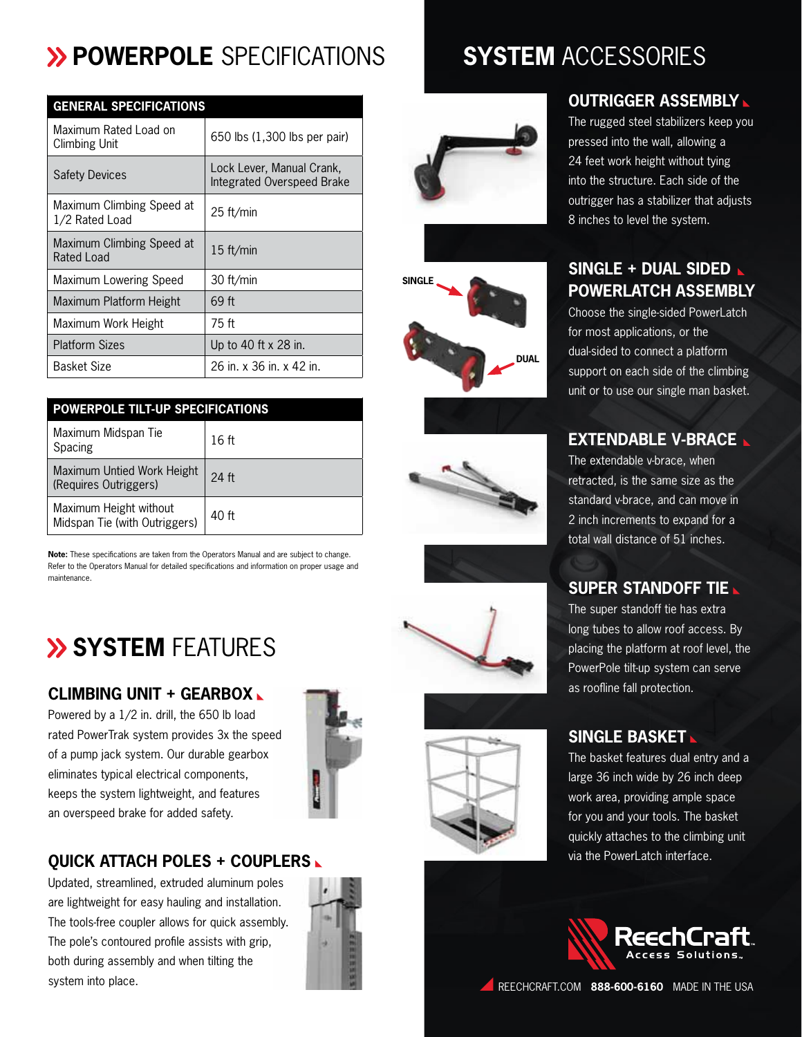# POWERPOLE SPECIFICATIONS

| GENERAL SPECIFICATIONS | |
|---|---|
| Maximum Rated Load on Climbing Unit | 650 lbs (1,300 lbs per pair) |
| Safety Devices | Lock Lever, Manual Crank, Integrated Overspeed Brake |
| Maximum Climbing Speed at 1/2 Rated Load | 25 ft/min |
| Maximum Climbing Speed at Rated Load | 15 ft/min |
| Maximum Lowering Speed | 30 ft/min |
| Maximum Platform Height | 69 ft |
| Maximum Work Height | 75 ft |
| Platform Sizes | Up to 40 ft x 28 in. |
| Basket Size | 26 in. x 36 in. x 42 in. |

| POWERPOLE TILT-UP SPECIFICATIONS | |
|---|---|
| Maximum Midspan Tie Spacing | 16 ft |
| Maximum Untied Work Height (Requires Outriggers) | 24 ft |
| Maximum Height without Midspan Tie (with Outriggers) | 40 ft |

**Note:** These specifications are taken from the Operators Manual and are subject to change. Refer to the Operators Manual for detailed specifications and information on proper usage and maintenance.

# SYSTEM FEATURES

## CLIMBING UNIT + GEARBOX

Powered by a 1/2 in. drill, the 650 lb load rated PowerTrak system provides 3x the speed of a pump jack system. Our durable gearbox eliminates typical electrical components, keeps the system lightweight, and features an overspeed brake for added safety.

## QUICK ATTACH POLES + COUPLERS

Updated, streamlined, extruded aluminum poles are lightweight for easy hauling and installation. The tools-free coupler allows for quick assembly. The pole's contoured profile assists with grip, both during assembly and when tilting the system into place.

# SYSTEM ACCESSORIES

## OUTRIGGER ASSEMBLY

The rugged steel stabilizers keep you pressed into the wall, allowing a 24 feet work height without tying into the structure. Each side of the outrigger has a stabilizer that adjusts 8 inches to level the system.

## SINGLE + DUAL SIDED POWERLATCH ASSEMBLY

SINGLE

DUAL

Choose the single-sided PowerLatch for most applications, or the dual-sided to connect a platform support on each side of the climbing unit or to use our single man basket.

## EXTENDABLE V-BRACE

The extendable v-brace, when retracted, is the same size as the standard v-brace, and can move in 2 inch increments to expand for a total wall distance of 51 inches.

## SUPER STANDOFF TIE

The super standoff tie has extra long tubes to allow roof access. By placing the platform at roof level, the PowerPole tilt-up system can serve as roofline fall protection.

## SINGLE BASKET

The basket features dual entry and a large 36 inch wide by 26 inch deep work area, providing ample space for you and your tools. The basket quickly attaches to the climbing unit via the PowerLatch interface.

ReechCraft Access Solutions

REECHCRAFT.COM **888-600-6160** MADE IN THE USA